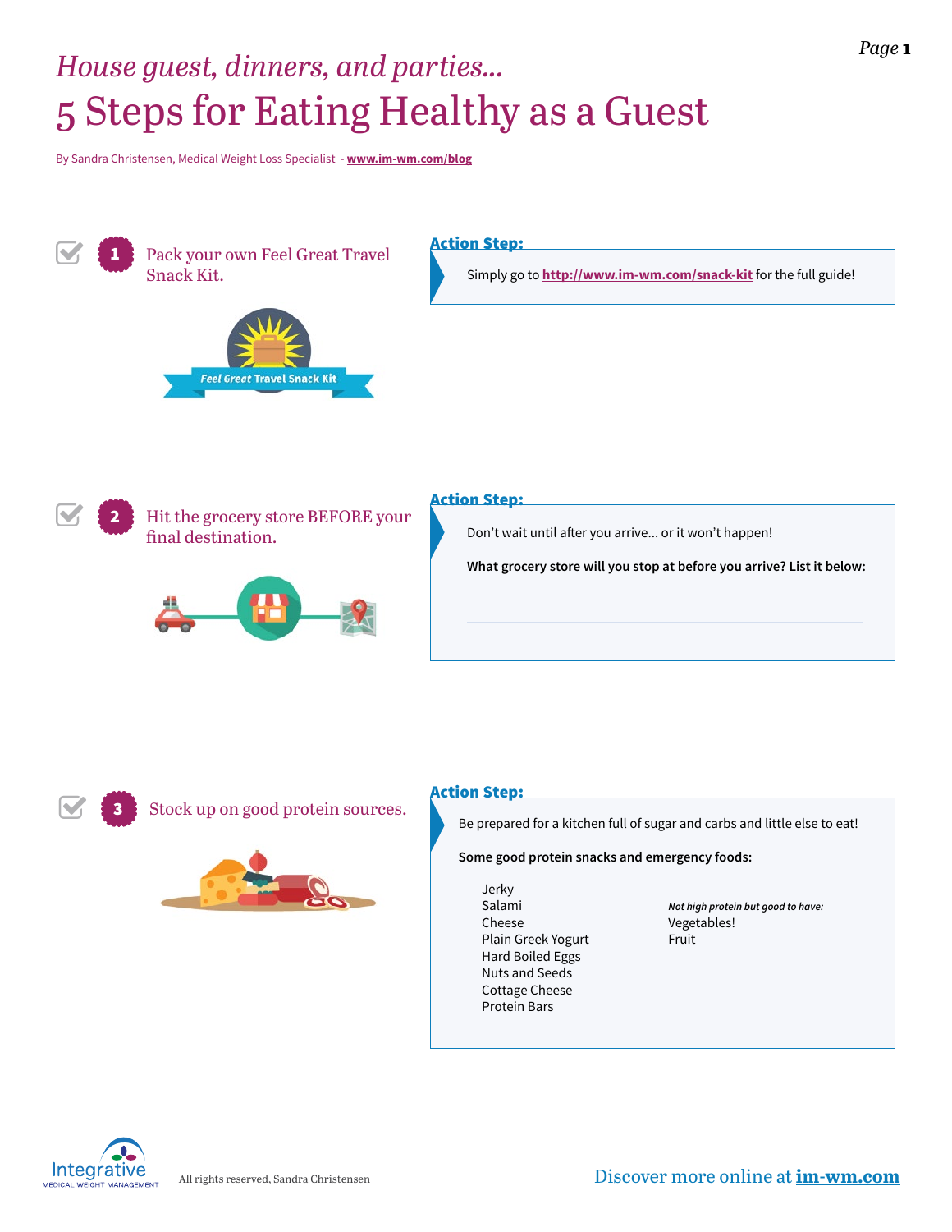*House guest, dinners, and parties...*

# 5 Steps for Eating Healthy as a Guest

By Sandra Christensen, Medical Weight Loss Specialist - **www.im-wm.com/blog**

## 1 Pack your own Feel Great Travel Snack Kit.

Feel Great Travel Snack Kit

**Action Step:**

Simply go to **http://www.im-wm.com/snack-kit** for the full guide!

## 2 Hit the grocery store BEFORE your final destination.

**Action Step:**

Don't wait until after you arrive... or it won't happen!

**What grocery store will you stop at before you arrive? List it below:**

______________________________

## 3 Stock up on good protein sources.

**Action Step:**

Be prepared for a kitchen full of sugar and carbs and little else to eat!

**Some good protein snacks and emergency foods:**

- Jerky
- Salami
- Cheese
- Plain Greek Yogurt
- Hard Boiled Eggs
- Nuts and Seeds
- Cottage Cheese
- Protein Bars

***Not high protein but good to have:***

- Vegetables!
- Fruit

All rights reserved, Sandra Christensen

Discover more online at **im-wm.com**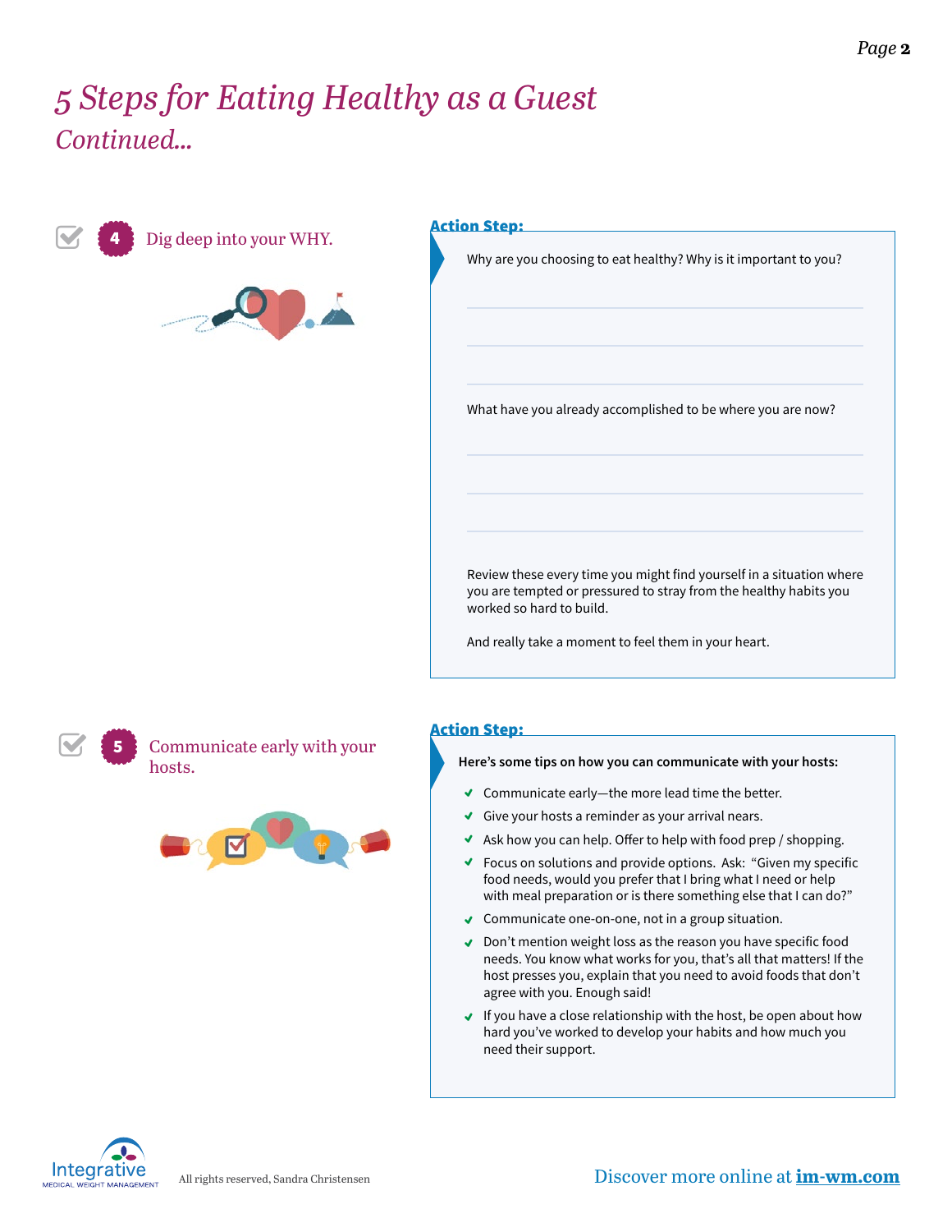# 5 Steps for Eating Healthy as a Guest

## Continued...

### 4 Dig deep into your WHY.

**Action Step:**

Why are you choosing to eat healthy? Why is it important to you?

What have you already accomplished to be where you are now?

Review these every time you might find yourself in a situation where you are tempted or pressured to stray from the healthy habits you worked so hard to build.

And really take a moment to feel them in your heart.

### 5 Communicate early with your hosts.

**Action Step:**

**Here's some tips on how you can communicate with your hosts:**

- Communicate early—the more lead time the better.
- Give your hosts a reminder as your arrival nears.
- Ask how you can help. Offer to help with food prep / shopping.
- Focus on solutions and provide options. Ask: "Given my specific food needs, would you prefer that I bring what I need or help with meal preparation or is there something else that I can do?"
- Communicate one-on-one, not in a group situation.
- Don't mention weight loss as the reason you have specific food needs. You know what works for you, that's all that matters! If the host presses you, explain that you need to avoid foods that don't agree with you. Enough said!
- If you have a close relationship with the host, be open about how hard you've worked to develop your habits and how much you need their support.

Integrative MEDICAL WEIGHT MANAGEMENT

All rights reserved, Sandra Christensen

Discover more online at **im-wm.com**